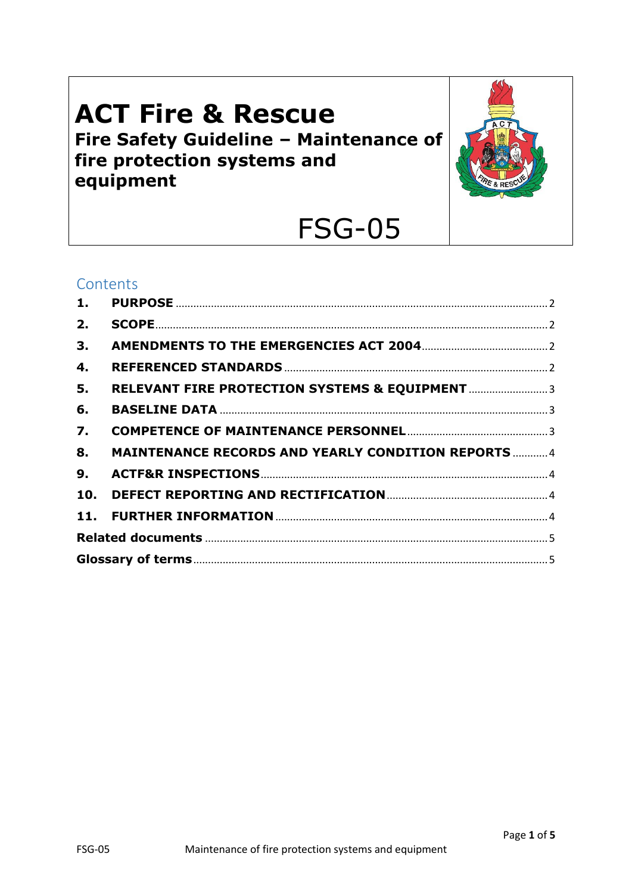# ACT Fire & Rescue

## Fire Safety Guideline – Maintenance of fire protection systems and equipment

# FSG-05

## Contents

1. **PURPOSE** ........ 2
2. **SCOPE** ........ 2
3. **AMENDMENTS TO THE EMERGENCIES ACT 2004** ........ 2
4. **REFERENCED STANDARDS** ........ 2
5. **RELEVANT FIRE PROTECTION SYSTEMS & EQUIPMENT** ........ 3
6. **BASELINE DATA** ........ 3
7. **COMPETENCE OF MAINTENANCE PERSONNEL** ........ 3
8. **MAINTENANCE RECORDS AND YEARLY CONDITION REPORTS** ........ 4
9. **ACTF&R INSPECTIONS** ........ 4
10. **DEFECT REPORTING AND RECTIFICATION** ........ 4
11. **FURTHER INFORMATION** ........ 4

**Related documents** ........ 5

**Glossary of terms** ........ 5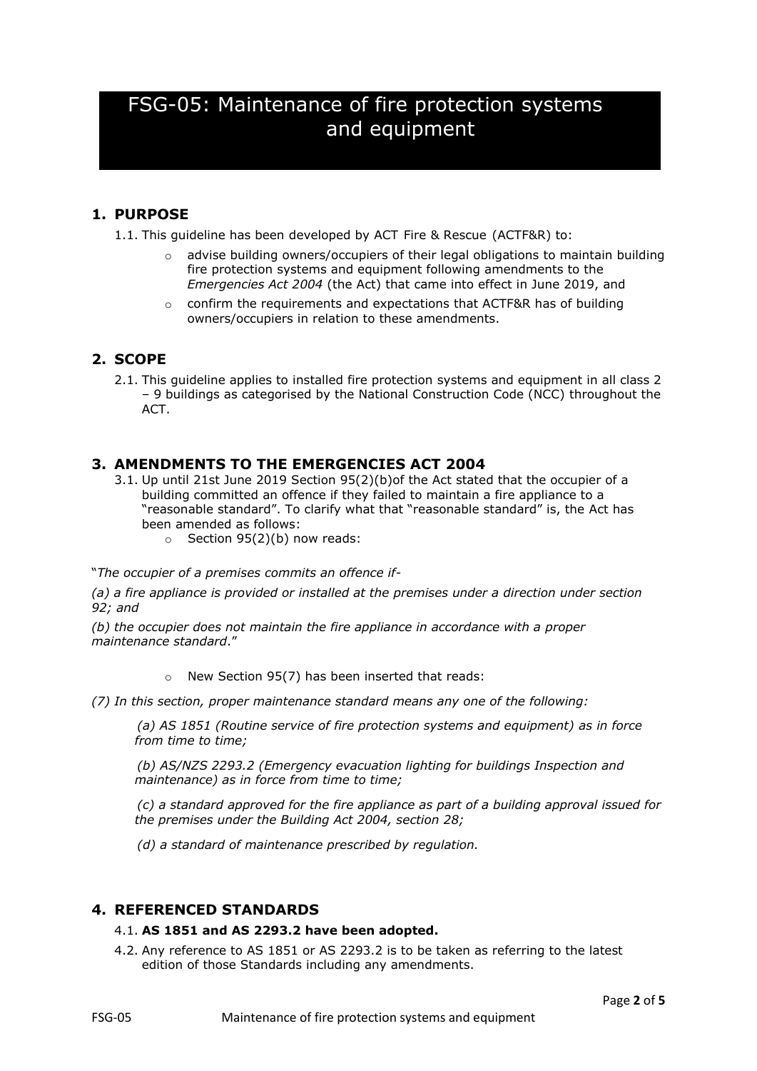# FSG-05: Maintenance of fire protection systems and equipment

## 1. PURPOSE

1.1. This guideline has been developed by ACT Fire & Rescue (ACTF&R) to:

- advise building owners/occupiers of their legal obligations to maintain building fire protection systems and equipment following amendments to the *Emergencies Act 2004* (the Act) that came into effect in June 2019, and
- confirm the requirements and expectations that ACTF&R has of building owners/occupiers in relation to these amendments.

## 2. SCOPE

2.1. This guideline applies to installed fire protection systems and equipment in all class 2 – 9 buildings as categorised by the National Construction Code (NCC) throughout the ACT.

## 3. AMENDMENTS TO THE EMERGENCIES ACT 2004

3.1. Up until 21st June 2019 Section 95(2)(b)of the Act stated that the occupier of a building committed an offence if they failed to maintain a fire appliance to a "reasonable standard". To clarify what that "reasonable standard" is, the Act has been amended as follows:

- Section 95(2)(b) now reads:

"*The occupier of a premises commits an offence if-*

*(a) a fire appliance is provided or installed at the premises under a direction under section 92; and*

*(b) the occupier does not maintain the fire appliance in accordance with a proper maintenance standard*."

- New Section 95(7) has been inserted that reads:

*(7) In this section, proper maintenance standard means any one of the following:*

*(a) AS 1851 (Routine service of fire protection systems and equipment) as in force from time to time;*

*(b) AS/NZS 2293.2 (Emergency evacuation lighting for buildings Inspection and maintenance) as in force from time to time;*

*(c) a standard approved for the fire appliance as part of a building approval issued for the premises under the Building Act 2004, section 28;*

*(d) a standard of maintenance prescribed by regulation.*

## 4. REFERENCED STANDARDS

4.1. **AS 1851 and AS 2293.2 have been adopted.**

4.2. Any reference to AS 1851 or AS 2293.2 is to be taken as referring to the latest edition of those Standards including any amendments.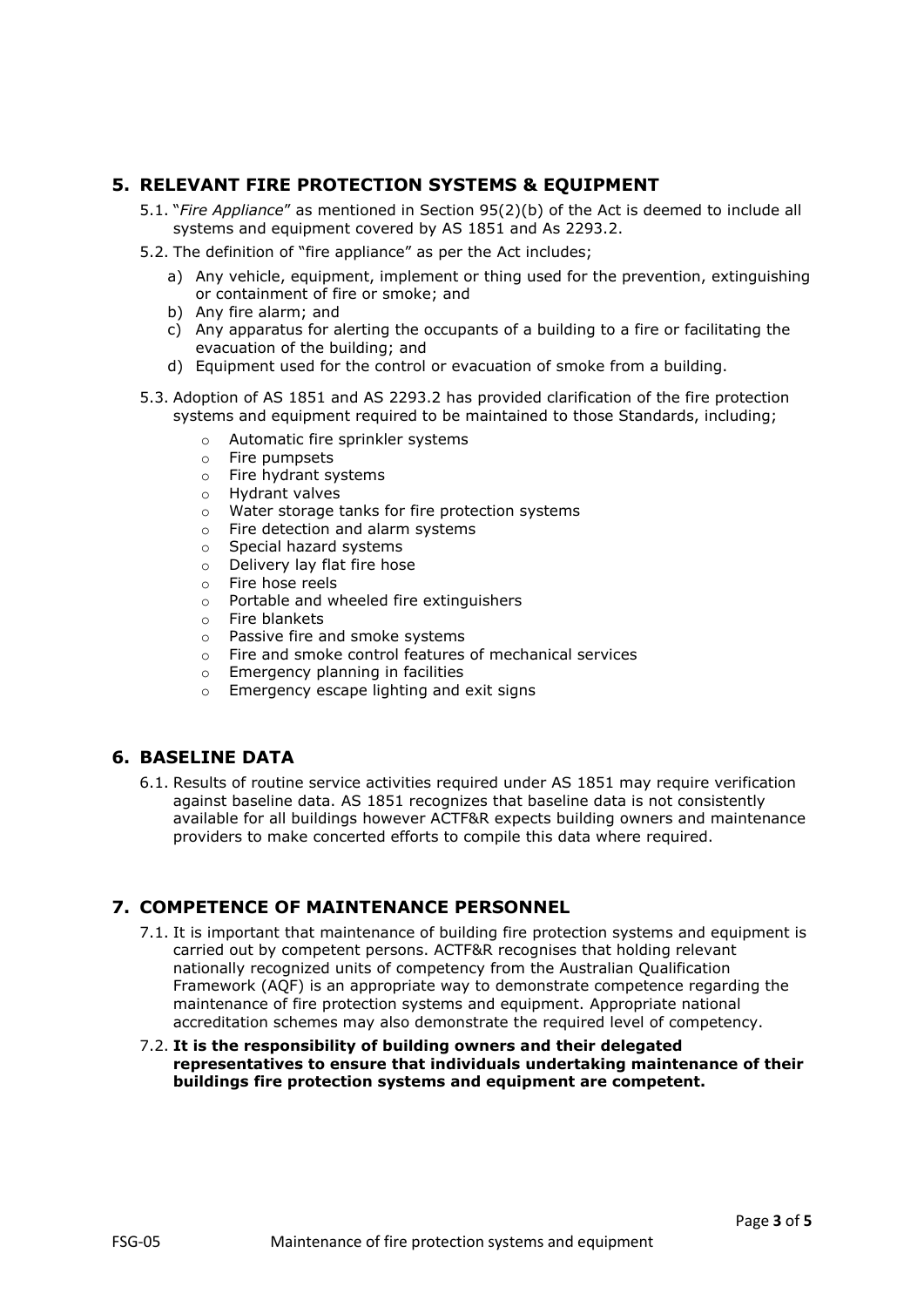## 5. RELEVANT FIRE PROTECTION SYSTEMS & EQUIPMENT

5.1. "*Fire Appliance*" as mentioned in Section 95(2)(b) of the Act is deemed to include all systems and equipment covered by AS 1851 and As 2293.2.

5.2. The definition of "fire appliance" as per the Act includes;

a) Any vehicle, equipment, implement or thing used for the prevention, extinguishing or containment of fire or smoke; and
b) Any fire alarm; and
c) Any apparatus for alerting the occupants of a building to a fire or facilitating the evacuation of the building; and
d) Equipment used for the control or evacuation of smoke from a building.

5.3. Adoption of AS 1851 and AS 2293.2 has provided clarification of the fire protection systems and equipment required to be maintained to those Standards, including;

- Automatic fire sprinkler systems
- Fire pumpsets
- Fire hydrant systems
- Hydrant valves
- Water storage tanks for fire protection systems
- Fire detection and alarm systems
- Special hazard systems
- Delivery lay flat fire hose
- Fire hose reels
- Portable and wheeled fire extinguishers
- Fire blankets
- Passive fire and smoke systems
- Fire and smoke control features of mechanical services
- Emergency planning in facilities
- Emergency escape lighting and exit signs

## 6. BASELINE DATA

6.1. Results of routine service activities required under AS 1851 may require verification against baseline data. AS 1851 recognizes that baseline data is not consistently available for all buildings however ACTF&R expects building owners and maintenance providers to make concerted efforts to compile this data where required.

## 7. COMPETENCE OF MAINTENANCE PERSONNEL

7.1. It is important that maintenance of building fire protection systems and equipment is carried out by competent persons. ACTF&R recognises that holding relevant nationally recognized units of competency from the Australian Qualification Framework (AQF) is an appropriate way to demonstrate competence regarding the maintenance of fire protection systems and equipment. Appropriate national accreditation schemes may also demonstrate the required level of competency.

7.2. **It is the responsibility of building owners and their delegated representatives to ensure that individuals undertaking maintenance of their buildings fire protection systems and equipment are competent.**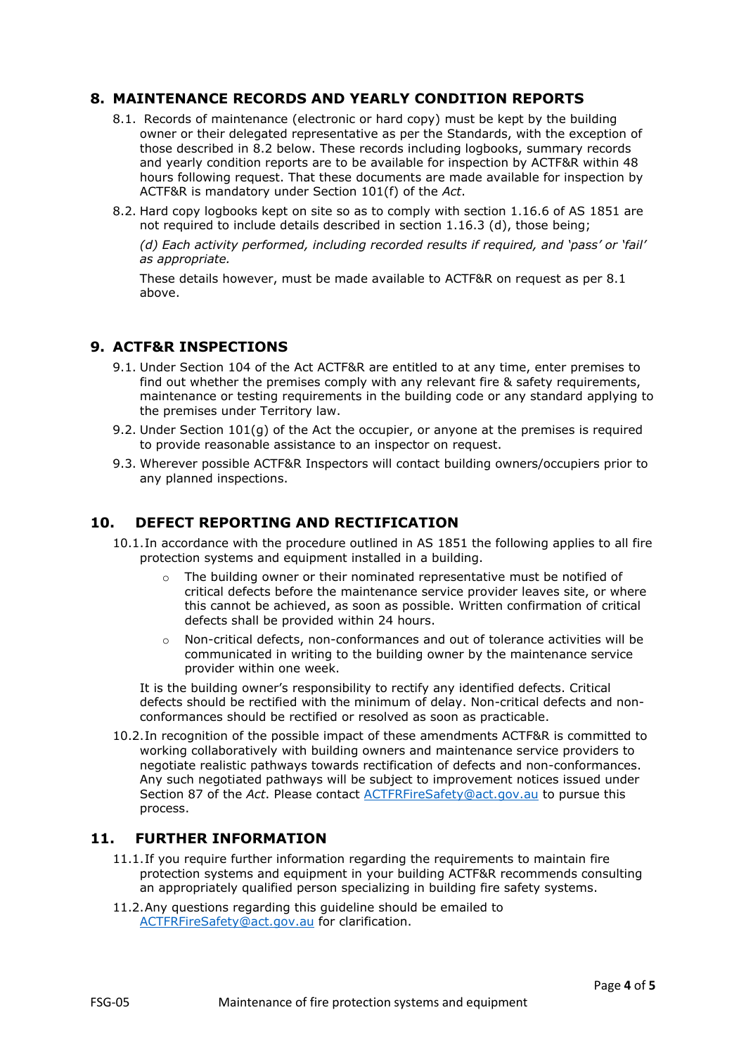## 8. MAINTENANCE RECORDS AND YEARLY CONDITION REPORTS

8.1. Records of maintenance (electronic or hard copy) must be kept by the building owner or their delegated representative as per the Standards, with the exception of those described in 8.2 below. These records including logbooks, summary records and yearly condition reports are to be available for inspection by ACTF&R within 48 hours following request. That these documents are made available for inspection by ACTF&R is mandatory under Section 101(f) of the *Act*.

8.2. Hard copy logbooks kept on site so as to comply with section 1.16.6 of AS 1851 are not required to include details described in section 1.16.3 (d), those being;

*(d) Each activity performed, including recorded results if required, and 'pass' or 'fail' as appropriate.*

These details however, must be made available to ACTF&R on request as per 8.1 above.

## 9. ACTF&R INSPECTIONS

9.1. Under Section 104 of the Act ACTF&R are entitled to at any time, enter premises to find out whether the premises comply with any relevant fire & safety requirements, maintenance or testing requirements in the building code or any standard applying to the premises under Territory law.

9.2. Under Section 101(g) of the Act the occupier, or anyone at the premises is required to provide reasonable assistance to an inspector on request.

9.3. Wherever possible ACTF&R Inspectors will contact building owners/occupiers prior to any planned inspections.

## 10. DEFECT REPORTING AND RECTIFICATION

10.1. In accordance with the procedure outlined in AS 1851 the following applies to all fire protection systems and equipment installed in a building.

- The building owner or their nominated representative must be notified of critical defects before the maintenance service provider leaves site, or where this cannot be achieved, as soon as possible. Written confirmation of critical defects shall be provided within 24 hours.
- Non-critical defects, non-conformances and out of tolerance activities will be communicated in writing to the building owner by the maintenance service provider within one week.

It is the building owner's responsibility to rectify any identified defects. Critical defects should be rectified with the minimum of delay. Non-critical defects and non-conformances should be rectified or resolved as soon as practicable.

10.2. In recognition of the possible impact of these amendments ACTF&R is committed to working collaboratively with building owners and maintenance service providers to negotiate realistic pathways towards rectification of defects and non-conformances. Any such negotiated pathways will be subject to improvement notices issued under Section 87 of the *Act*. Please contact ACTFRFireSafety@act.gov.au to pursue this process.

## 11. FURTHER INFORMATION

11.1. If you require further information regarding the requirements to maintain fire protection systems and equipment in your building ACTF&R recommends consulting an appropriately qualified person specializing in building fire safety systems.

11.2. Any questions regarding this guideline should be emailed to ACTFRFireSafety@act.gov.au for clarification.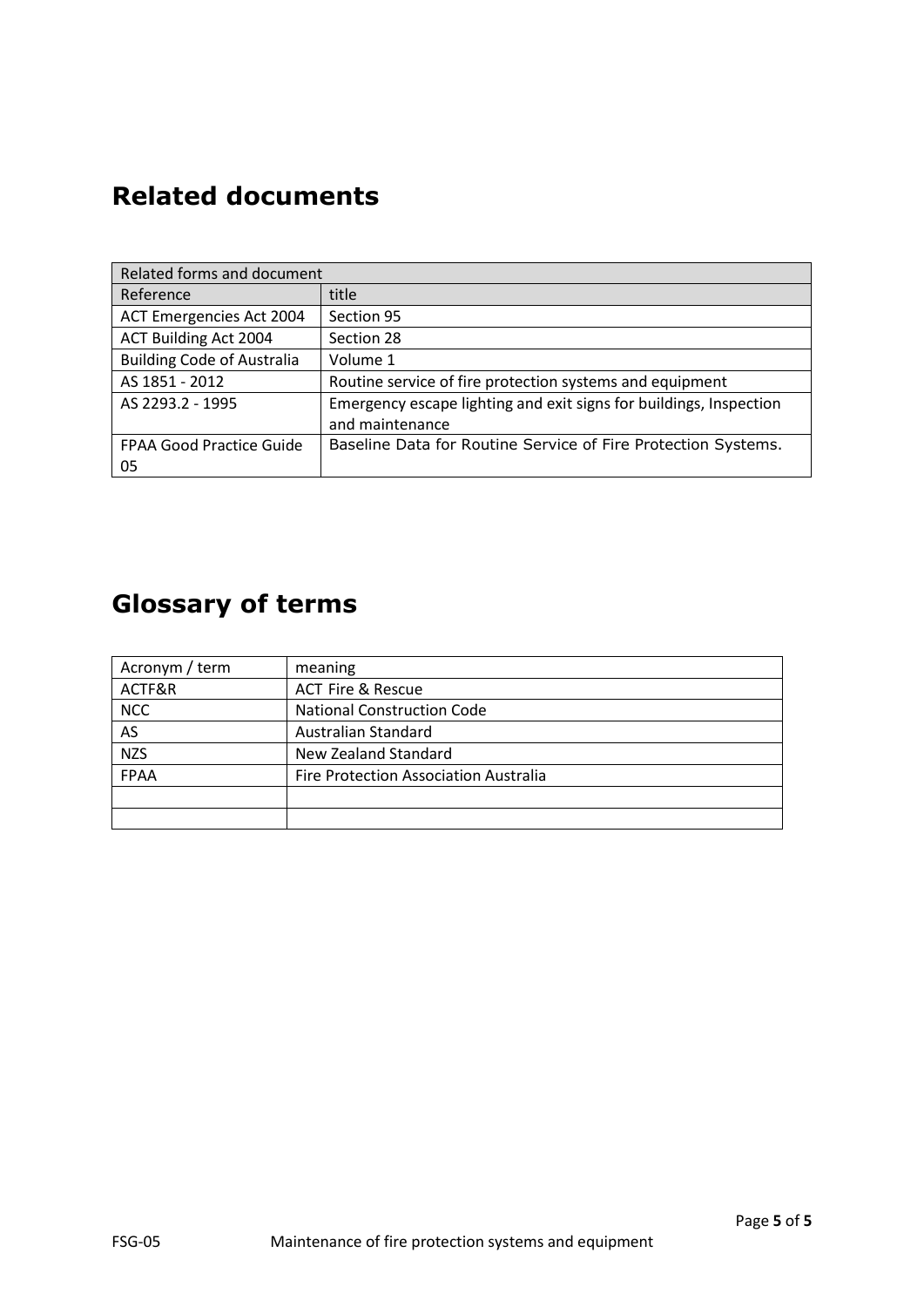## Related documents

| Related forms and document | |
|---|---|
| Reference | title |
| ACT Emergencies Act 2004 | Section 95 |
| ACT Building Act 2004 | Section 28 |
| Building Code of Australia | Volume 1 |
| AS 1851 - 2012 | Routine service of fire protection systems and equipment |
| AS 2293.2 - 1995 | Emergency escape lighting and exit signs for buildings, Inspection and maintenance |
| FPAA Good Practice Guide 05 | Baseline Data for Routine Service of Fire Protection Systems. |

## Glossary of terms

| Acronym / term | meaning |
|---|---|
| ACTF&R | ACT Fire & Rescue |
| NCC | National Construction Code |
| AS | Australian Standard |
| NZS | New Zealand Standard |
| FPAA | Fire Protection Association Australia |
| | |
| | |